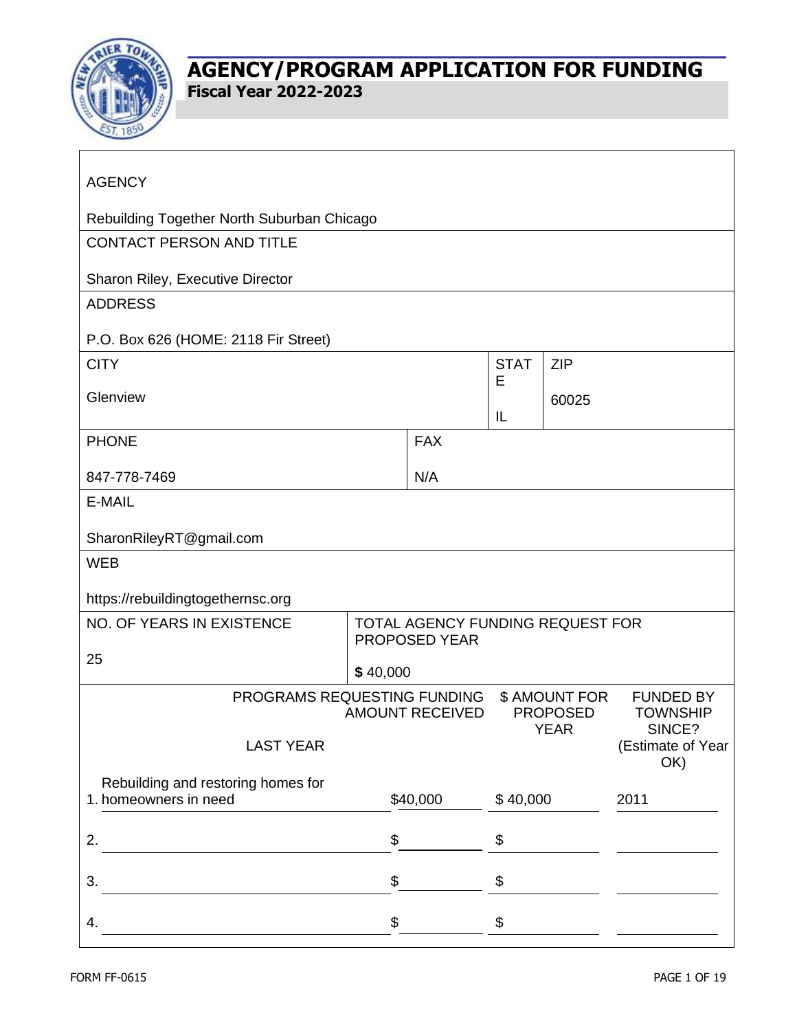# AGENCY/PROGRAM APPLICATION FOR FUNDING

**Fiscal Year 2022-2023**

| | | | |
|---|---|---|---|
| AGENCY<br><br>Rebuilding Together North Suburban Chicago | | | |
| CONTACT PERSON AND TITLE<br><br>Sharon Riley, Executive Director | | | |
| ADDRESS<br><br>P.O. Box 626 (HOME: 2118 Fir Street) | | | |
| CITY<br><br>Glenview | | STATE<br><br>IL | ZIP<br><br>60025 |
| PHONE<br><br>847-778-7469 | FAX<br><br>N/A | | |
| E-MAIL<br><br>SharonRileyRT@gmail.com | | | |
| WEB<br><br>https://rebuildingtogethernsc.org | | | |
| NO. OF YEARS IN EXISTENCE<br><br>25 | TOTAL AGENCY FUNDING REQUEST FOR PROPOSED YEAR<br><br>**$** 40,000 | | |

| PROGRAMS REQUESTING FUNDING | AMOUNT RECEIVED LAST YEAR | $ AMOUNT FOR PROPOSED YEAR | FUNDED BY TOWNSHIP SINCE? (Estimate of Year OK) |
|---|---|---|---|
| 1. Rebuilding and restoring homes for homeowners in need | $40,000 | $ 40,000 | 2011 |
| 2. | $ | $ | |
| 3. | $ | $ | |
| 4. | $ | $ | |

FORM FF-0615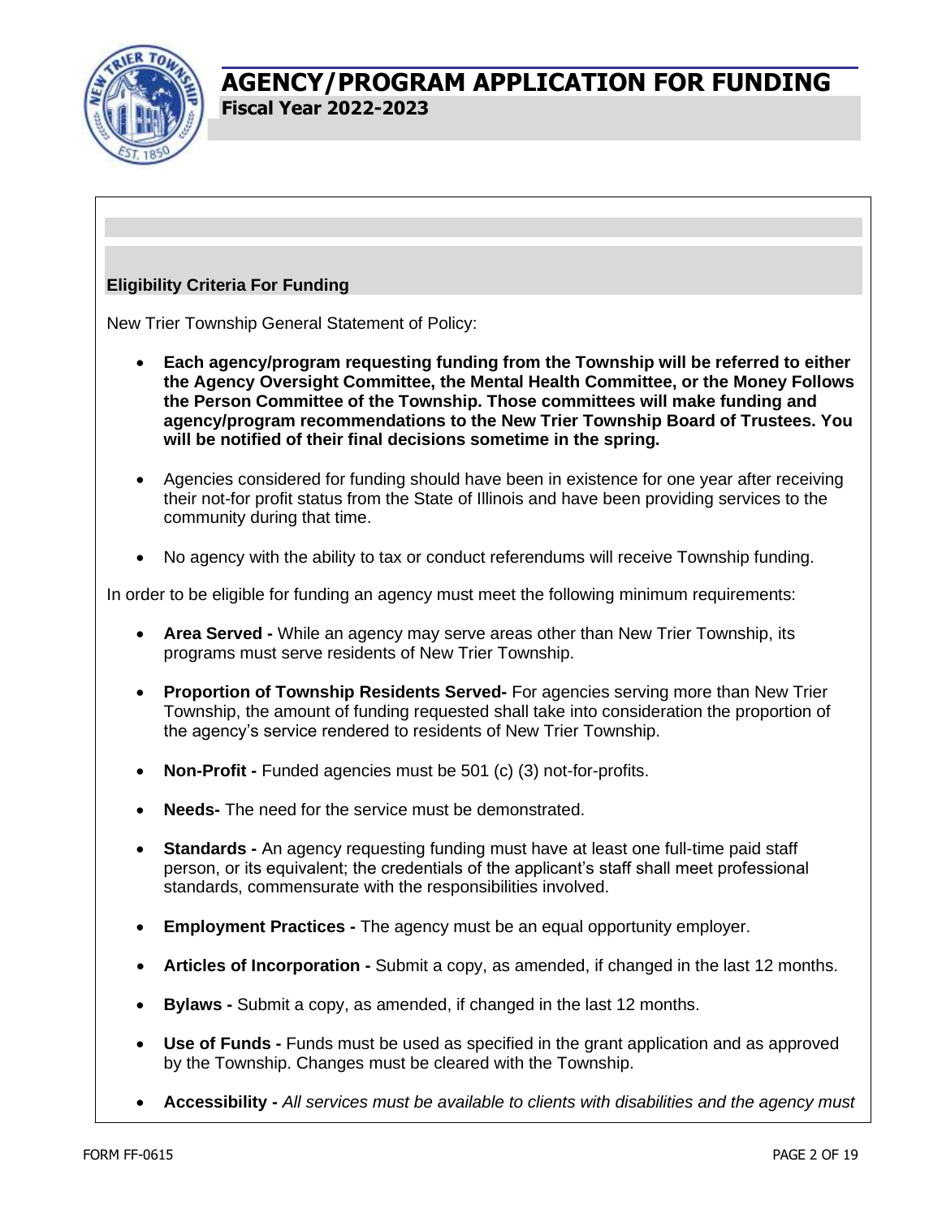# AGENCY/PROGRAM APPLICATION FOR FUNDING

**Fiscal Year 2022-2023**

## Eligibility Criteria For Funding

New Trier Township General Statement of Policy:

- **Each agency/program requesting funding from the Township will be referred to either the Agency Oversight Committee, the Mental Health Committee, or the Money Follows the Person Committee of the Township. Those committees will make funding and agency/program recommendations to the New Trier Township Board of Trustees. You will be notified of their final decisions sometime in the spring.**
- Agencies considered for funding should have been in existence for one year after receiving their not-for profit status from the State of Illinois and have been providing services to the community during that time.
- No agency with the ability to tax or conduct referendums will receive Township funding.

In order to be eligible for funding an agency must meet the following minimum requirements:

- **Area Served -** While an agency may serve areas other than New Trier Township, its programs must serve residents of New Trier Township.
- **Proportion of Township Residents Served-** For agencies serving more than New Trier Township, the amount of funding requested shall take into consideration the proportion of the agency's service rendered to residents of New Trier Township.
- **Non-Profit -** Funded agencies must be 501 (c) (3) not-for-profits.
- **Needs-** The need for the service must be demonstrated.
- **Standards -** An agency requesting funding must have at least one full-time paid staff person, or its equivalent; the credentials of the applicant's staff shall meet professional standards, commensurate with the responsibilities involved.
- **Employment Practices -** The agency must be an equal opportunity employer.
- **Articles of Incorporation -** Submit a copy, as amended, if changed in the last 12 months.
- **Bylaws -** Submit a copy, as amended, if changed in the last 12 months.
- **Use of Funds -** Funds must be used as specified in the grant application and as approved by the Township. Changes must be cleared with the Township.
- **Accessibility -** *All services must be available to clients with disabilities and the agency must*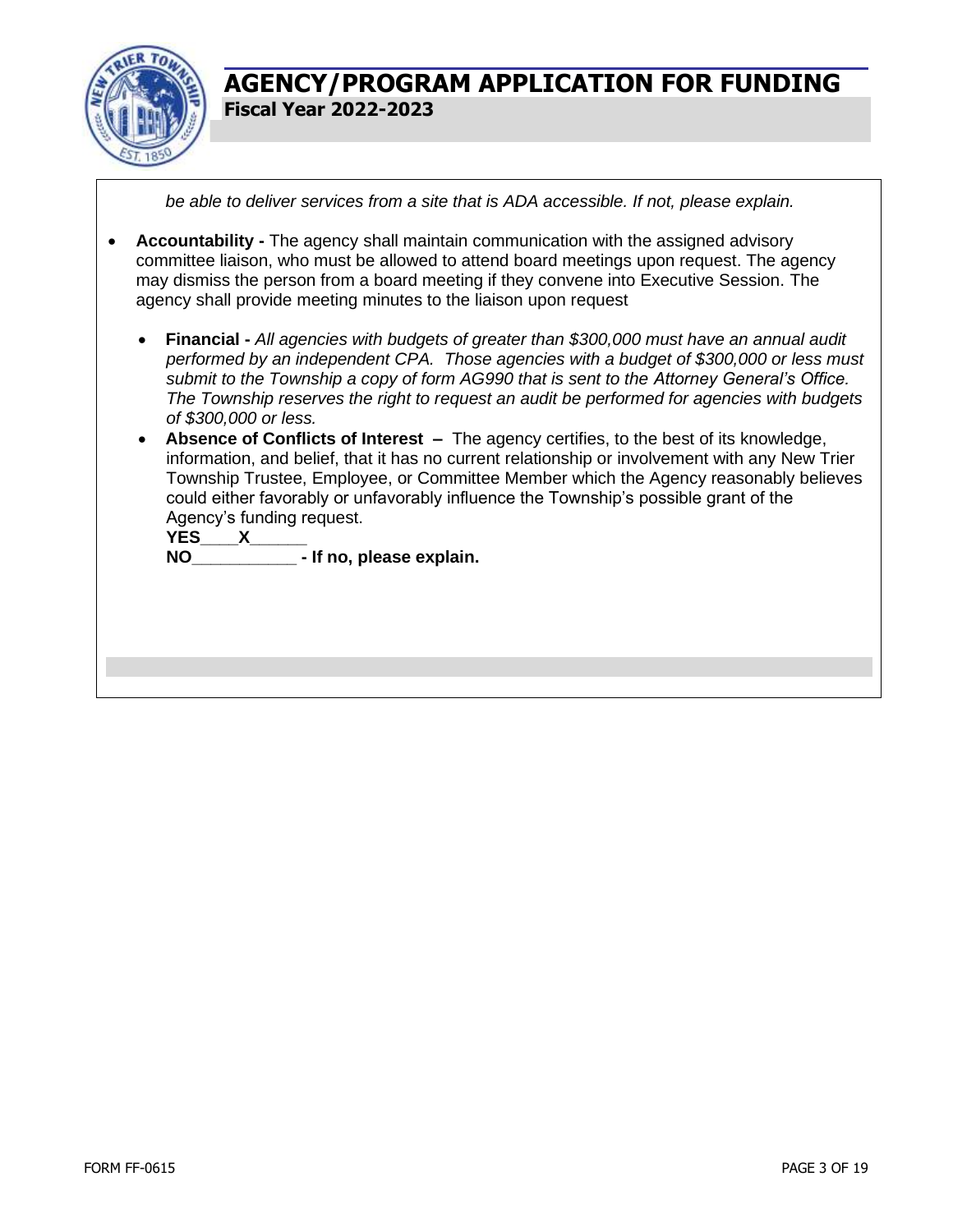*be able to deliver services from a site that is ADA accessible. If not, please explain.*

- **Accountability -** The agency shall maintain communication with the assigned advisory committee liaison, who must be allowed to attend board meetings upon request. The agency may dismiss the person from a board meeting if they convene into Executive Session. The agency shall provide meeting minutes to the liaison upon request

  - **Financial -** *All agencies with budgets of greater than $300,000 must have an annual audit performed by an independent CPA. Those agencies with a budget of $300,000 or less must submit to the Township a copy of form AG990 that is sent to the Attorney General's Office. The Township reserves the right to request an audit be performed for agencies with budgets of $300,000 or less.*
  - **Absence of Conflicts of Interest –** The agency certifies, to the best of its knowledge, information, and belief, that it has no current relationship or involvement with any New Trier Township Trustee, Employee, or Committee Member which the Agency reasonably believes could either favorably or unfavorably influence the Township's possible grant of the Agency's funding request.

    **YES\_\_\_\_X\_\_\_\_\_\_**

    **NO\_\_\_\_\_\_\_\_\_\_\_ - If no, please explain.**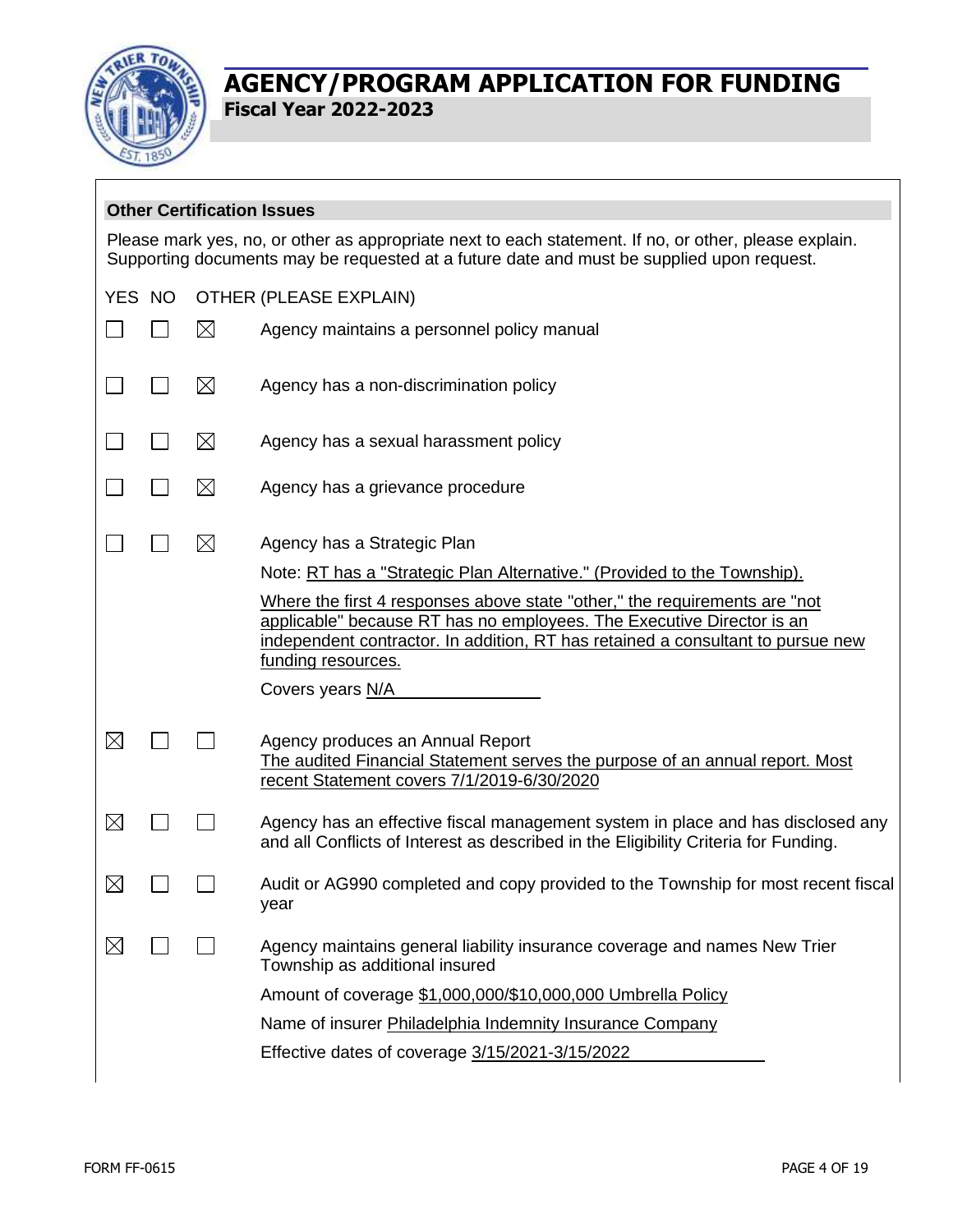# AGENCY/PROGRAM APPLICATION FOR FUNDING

**Fiscal Year 2022-2023**

## Other Certification Issues

Please mark yes, no, or other as appropriate next to each statement. If no, or other, please explain. Supporting documents may be requested at a future date and must be supplied upon request.

| YES | NO | OTHER (PLEASE EXPLAIN) | |
|---|---|---|---|
| ☐ | ☐ | ☒ | Agency maintains a personnel policy manual |
| ☐ | ☐ | ☒ | Agency has a non-discrimination policy |
| ☐ | ☐ | ☒ | Agency has a sexual harassment policy |
| ☐ | ☐ | ☒ | Agency has a grievance procedure |
| ☐ | ☐ | ☒ | Agency has a Strategic Plan<br>Note: RT has a "Strategic Plan Alternative." (Provided to the Township).<br>Where the first 4 responses above state "other," the requirements are "not applicable" because RT has no employees. The Executive Director is an independent contractor. In addition, RT has retained a consultant to pursue new funding resources.<br>Covers years N/A |
| ☒ | ☐ | ☐ | Agency produces an Annual Report<br>The audited Financial Statement serves the purpose of an annual report. Most recent Statement covers 7/1/2019-6/30/2020 |
| ☒ | ☐ | ☐ | Agency has an effective fiscal management system in place and has disclosed any and all Conflicts of Interest as described in the Eligibility Criteria for Funding. |
| ☒ | ☐ | ☐ | Audit or AG990 completed and copy provided to the Township for most recent fiscal year |
| ☒ | ☐ | ☐ | Agency maintains general liability insurance coverage and names New Trier Township as additional insured<br>Amount of coverage $1,000,000/$10,000,000 Umbrella Policy<br>Name of insurer Philadelphia Indemnity Insurance Company<br>Effective dates of coverage 3/15/2021-3/15/2022 |

FORM FF-0615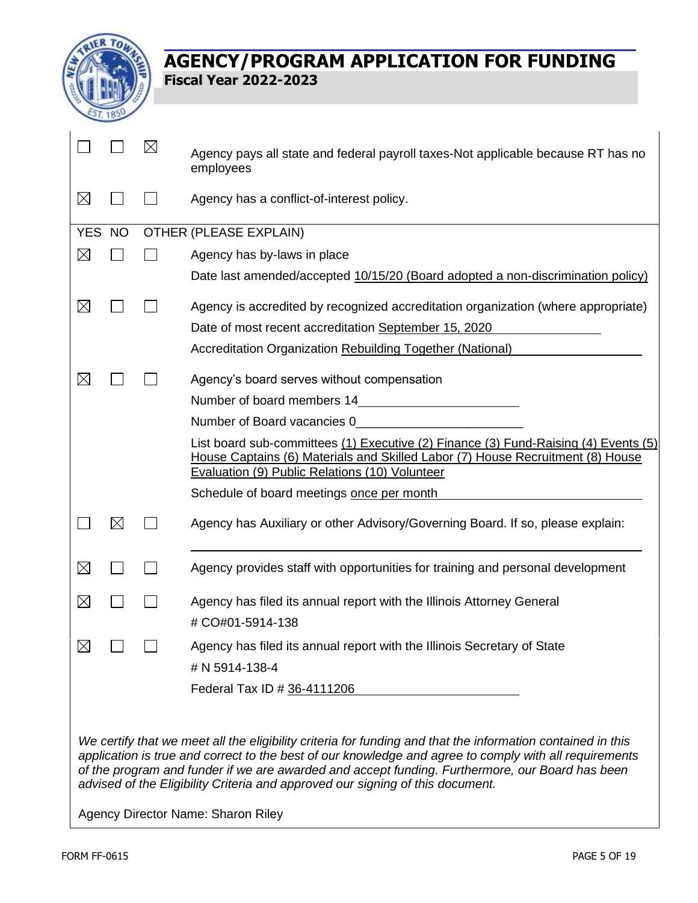# AGENCY/PROGRAM APPLICATION FOR FUNDING

**Fiscal Year 2022-2023**

| YES | NO | OTHER (PLEASE EXPLAIN) | |
|---|---|---|---|
| ☐ | ☐ | ☒ | Agency pays all state and federal payroll taxes-Not applicable because RT has no employees |
| ☒ | ☐ | ☐ | Agency has a conflict-of-interest policy. |

| YES | NO | OTHER (PLEASE EXPLAIN) | |
|---|---|---|---|
| ☒ | ☐ | ☐ | Agency has by-laws in place<br>Date last amended/accepted 10/15/20 (Board adopted a non-discrimination policy) |
| ☒ | ☐ | ☐ | Agency is accredited by recognized accreditation organization (where appropriate)<br>Date of most recent accreditation September 15, 2020<br>Accreditation Organization Rebuilding Together (National) |
| ☒ | ☐ | ☐ | Agency's board serves without compensation<br>Number of board members 14<br>Number of Board vacancies 0<br>List board sub-committees (1) Executive (2) Finance (3) Fund-Raising (4) Events (5) House Captains (6) Materials and Skilled Labor (7) House Recruitment (8) House Evaluation (9) Public Relations (10) Volunteer<br>Schedule of board meetings once per month |
| ☐ | ☒ | ☐ | Agency has Auxiliary or other Advisory/Governing Board. If so, please explain: |
| ☒ | ☐ | ☐ | Agency provides staff with opportunities for training and personal development |
| ☒ | ☐ | ☐ | Agency has filed its annual report with the Illinois Attorney General<br># CO#01-5914-138 |
| ☒ | ☐ | ☐ | Agency has filed its annual report with the Illinois Secretary of State<br># N 5914-138-4<br>Federal Tax ID # 36-4111206 |

*We certify that we meet all the eligibility criteria for funding and that the information contained in this application is true and correct to the best of our knowledge and agree to comply with all requirements of the program and funder if we are awarded and accept funding. Furthermore, our Board has been advised of the Eligibility Criteria and approved our signing of this document.*

Agency Director Name: Sharon Riley

FORM FF-0615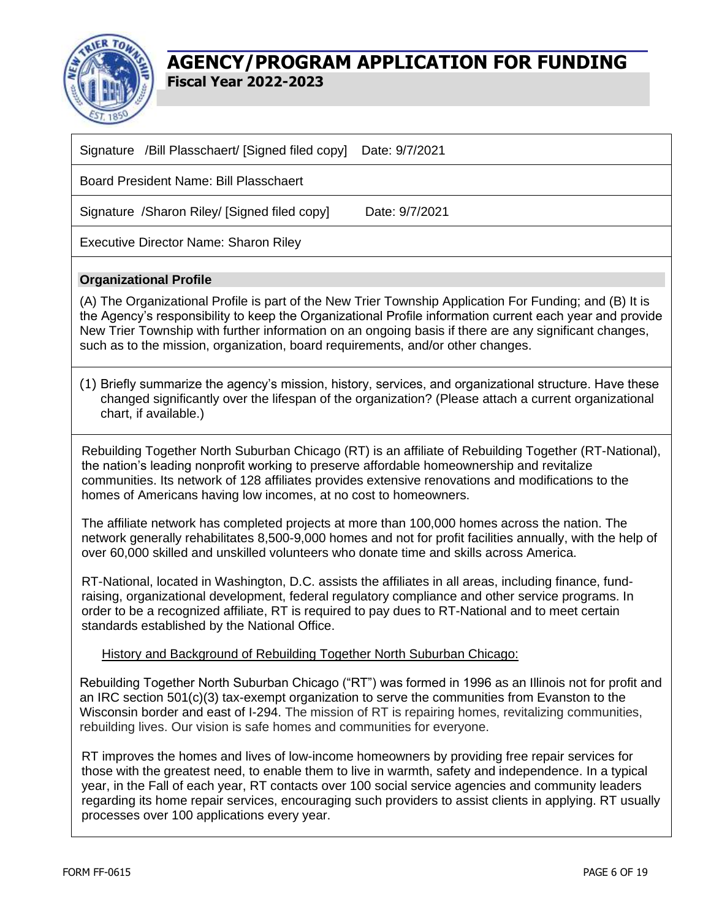# AGENCY/PROGRAM APPLICATION FOR FUNDING

**Fiscal Year 2022-2023**

Signature /Bill Plasschaert/ [Signed filed copy] Date: 9/7/2021

Board President Name: Bill Plasschaert

Signature /Sharon Riley/ [Signed filed copy] Date: 9/7/2021

Executive Director Name: Sharon Riley

**Organizational Profile**

(A) The Organizational Profile is part of the New Trier Township Application For Funding; and (B) It is the Agency's responsibility to keep the Organizational Profile information current each year and provide New Trier Township with further information on an ongoing basis if there are any significant changes, such as to the mission, organization, board requirements, and/or other changes.

(1) Briefly summarize the agency's mission, history, services, and organizational structure. Have these changed significantly over the lifespan of the organization? (Please attach a current organizational chart, if available.)

Rebuilding Together North Suburban Chicago (RT) is an affiliate of Rebuilding Together (RT-National), the nation's leading nonprofit working to preserve affordable homeownership and revitalize communities. Its network of 128 affiliates provides extensive renovations and modifications to the homes of Americans having low incomes, at no cost to homeowners.

The affiliate network has completed projects at more than 100,000 homes across the nation. The network generally rehabilitates 8,500-9,000 homes and not for profit facilities annually, with the help of over 60,000 skilled and unskilled volunteers who donate time and skills across America.

RT-National, located in Washington, D.C. assists the affiliates in all areas, including finance, fund-raising, organizational development, federal regulatory compliance and other service programs. In order to be a recognized affiliate, RT is required to pay dues to RT-National and to meet certain standards established by the National Office.

History and Background of Rebuilding Together North Suburban Chicago:

Rebuilding Together North Suburban Chicago ("RT") was formed in 1996 as an Illinois not for profit and an IRC section 501(c)(3) tax-exempt organization to serve the communities from Evanston to the Wisconsin border and east of I-294. The mission of RT is repairing homes, revitalizing communities, rebuilding lives. Our vision is safe homes and communities for everyone.

RT improves the homes and lives of low-income homeowners by providing free repair services for those with the greatest need, to enable them to live in warmth, safety and independence. In a typical year, in the Fall of each year, RT contacts over 100 social service agencies and community leaders regarding its home repair services, encouraging such providers to assist clients in applying. RT usually processes over 100 applications every year.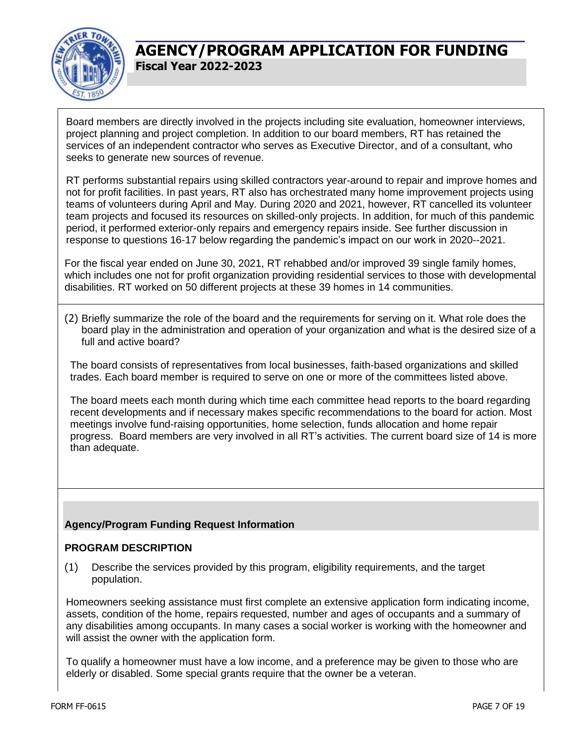# AGENCY/PROGRAM APPLICATION FOR FUNDING

**Fiscal Year 2022-2023**

Board members are directly involved in the projects including site evaluation, homeowner interviews, project planning and project completion. In addition to our board members, RT has retained the services of an independent contractor who serves as Executive Director, and of a consultant, who seeks to generate new sources of revenue.

RT performs substantial repairs using skilled contractors year-around to repair and improve homes and not for profit facilities. In past years, RT also has orchestrated many home improvement projects using teams of volunteers during April and May. During 2020 and 2021, however, RT cancelled its volunteer team projects and focused its resources on skilled-only projects. In addition, for much of this pandemic period, it performed exterior-only repairs and emergency repairs inside. See further discussion in response to questions 16-17 below regarding the pandemic's impact on our work in 2020--2021.

For the fiscal year ended on June 30, 2021, RT rehabbed and/or improved 39 single family homes, which includes one not for profit organization providing residential services to those with developmental disabilities. RT worked on 50 different projects at these 39 homes in 14 communities.

(2) Briefly summarize the role of the board and the requirements for serving on it. What role does the board play in the administration and operation of your organization and what is the desired size of a full and active board?

The board consists of representatives from local businesses, faith-based organizations and skilled trades. Each board member is required to serve on one or more of the committees listed above.

The board meets each month during which time each committee head reports to the board regarding recent developments and if necessary makes specific recommendations to the board for action. Most meetings involve fund-raising opportunities, home selection, funds allocation and home repair progress. Board members are very involved in all RT's activities. The current board size of 14 is more than adequate.

## Agency/Program Funding Request Information

### PROGRAM DESCRIPTION

(1) Describe the services provided by this program, eligibility requirements, and the target population.

Homeowners seeking assistance must first complete an extensive application form indicating income, assets, condition of the home, repairs requested, number and ages of occupants and a summary of any disabilities among occupants. In many cases a social worker is working with the homeowner and will assist the owner with the application form.

To qualify a homeowner must have a low income, and a preference may be given to those who are elderly or disabled. Some special grants require that the owner be a veteran.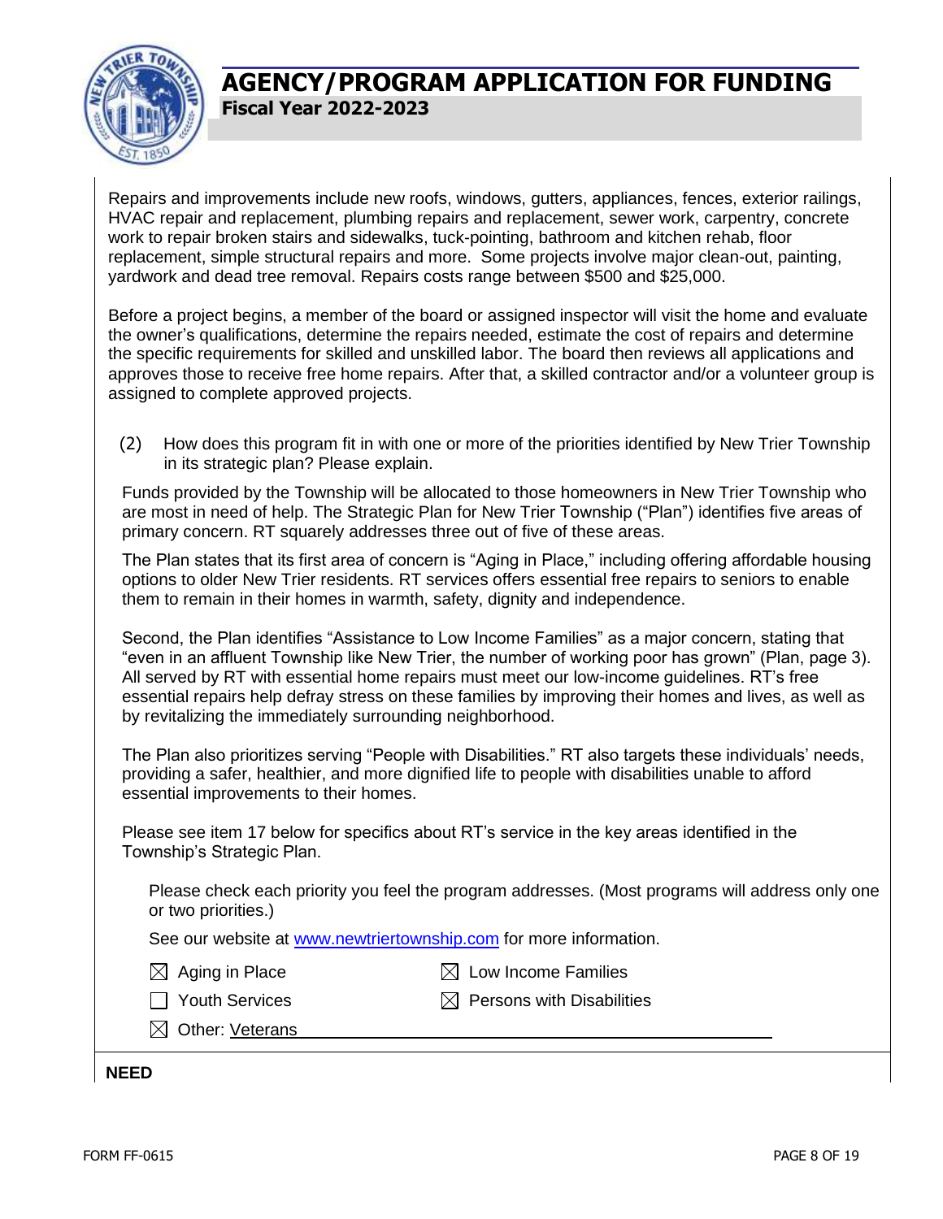Repairs and improvements include new roofs, windows, gutters, appliances, fences, exterior railings, HVAC repair and replacement, plumbing repairs and replacement, sewer work, carpentry, concrete work to repair broken stairs and sidewalks, tuck-pointing, bathroom and kitchen rehab, floor replacement, simple structural repairs and more. Some projects involve major clean-out, painting, yardwork and dead tree removal. Repairs costs range between $500 and $25,000.

Before a project begins, a member of the board or assigned inspector will visit the home and evaluate the owner's qualifications, determine the repairs needed, estimate the cost of repairs and determine the specific requirements for skilled and unskilled labor. The board then reviews all applications and approves those to receive free home repairs. After that, a skilled contractor and/or a volunteer group is assigned to complete approved projects.

(2) How does this program fit in with one or more of the priorities identified by New Trier Township in its strategic plan? Please explain.

Funds provided by the Township will be allocated to those homeowners in New Trier Township who are most in need of help. The Strategic Plan for New Trier Township ("Plan") identifies five areas of primary concern. RT squarely addresses three out of five of these areas.

The Plan states that its first area of concern is "Aging in Place," including offering affordable housing options to older New Trier residents. RT services offers essential free repairs to seniors to enable them to remain in their homes in warmth, safety, dignity and independence.

Second, the Plan identifies "Assistance to Low Income Families" as a major concern, stating that "even in an affluent Township like New Trier, the number of working poor has grown" (Plan, page 3). All served by RT with essential home repairs must meet our low-income guidelines. RT's free essential repairs help defray stress on these families by improving their homes and lives, as well as by revitalizing the immediately surrounding neighborhood.

The Plan also prioritizes serving "People with Disabilities." RT also targets these individuals' needs, providing a safer, healthier, and more dignified life to people with disabilities unable to afford essential improvements to their homes.

Please see item 17 below for specifics about RT's service in the key areas identified in the Township's Strategic Plan.

Please check each priority you feel the program addresses. (Most programs will address only one or two priorities.)

See our website at [www.newtriertownship.com](http://www.newtriertownship.com) for more information.

- ☒ Aging in Place
- ☒ Low Income Families
- ☐ Youth Services
- ☒ Persons with Disabilities
- ☒ Other: Veterans

**NEED**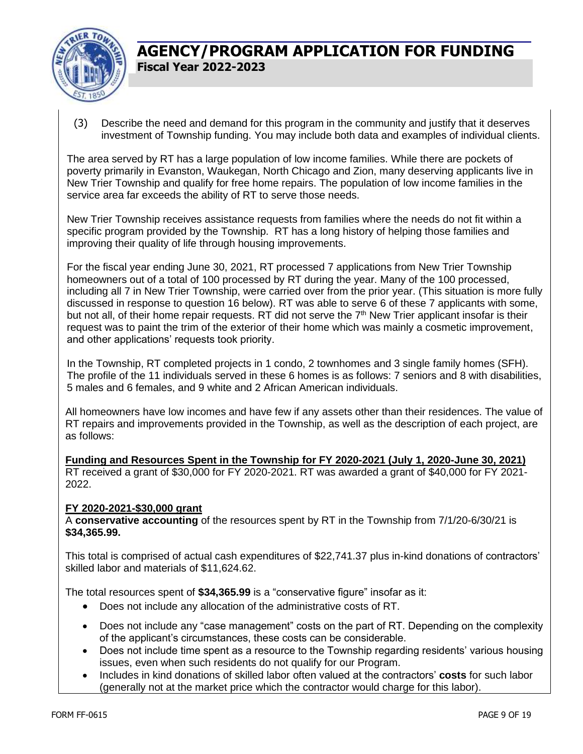# AGENCY/PROGRAM APPLICATION FOR FUNDING

**Fiscal Year 2022-2023**

(3) Describe the need and demand for this program in the community and justify that it deserves investment of Township funding. You may include both data and examples of individual clients.

The area served by RT has a large population of low income families. While there are pockets of poverty primarily in Evanston, Waukegan, North Chicago and Zion, many deserving applicants live in New Trier Township and qualify for free home repairs. The population of low income families in the service area far exceeds the ability of RT to serve those needs.

New Trier Township receives assistance requests from families where the needs do not fit within a specific program provided by the Township. RT has a long history of helping those families and improving their quality of life through housing improvements.

For the fiscal year ending June 30, 2021, RT processed 7 applications from New Trier Township homeowners out of a total of 100 processed by RT during the year. Many of the 100 processed, including all 7 in New Trier Township, were carried over from the prior year. (This situation is more fully discussed in response to question 16 below). RT was able to serve 6 of these 7 applicants with some, but not all, of their home repair requests. RT did not serve the 7th New Trier applicant insofar is their request was to paint the trim of the exterior of their home which was mainly a cosmetic improvement, and other applications' requests took priority.

In the Township, RT completed projects in 1 condo, 2 townhomes and 3 single family homes (SFH). The profile of the 11 individuals served in these 6 homes is as follows: 7 seniors and 8 with disabilities, 5 males and 6 females, and 9 white and 2 African American individuals.

All homeowners have low incomes and have few if any assets other than their residences. The value of RT repairs and improvements provided in the Township, as well as the description of each project, are as follows:

**Funding and Resources Spent in the Township for FY 2020-2021 (July 1, 2020-June 30, 2021)**

RT received a grant of $30,000 for FY 2020-2021. RT was awarded a grant of $40,000 for FY 2021-2022.

**FY 2020-2021-$30,000 grant**

A **conservative accounting** of the resources spent by RT in the Township from 7/1/20-6/30/21 is **$34,365.99.**

This total is comprised of actual cash expenditures of $22,741.37 plus in-kind donations of contractors' skilled labor and materials of $11,624.62.

The total resources spent of **$34,365.99** is a "conservative figure" insofar as it:

- Does not include any allocation of the administrative costs of RT.
- Does not include any "case management" costs on the part of RT. Depending on the complexity of the applicant's circumstances, these costs can be considerable.
- Does not include time spent as a resource to the Township regarding residents' various housing issues, even when such residents do not qualify for our Program.
- Includes in kind donations of skilled labor often valued at the contractors' **costs** for such labor (generally not at the market price which the contractor would charge for this labor).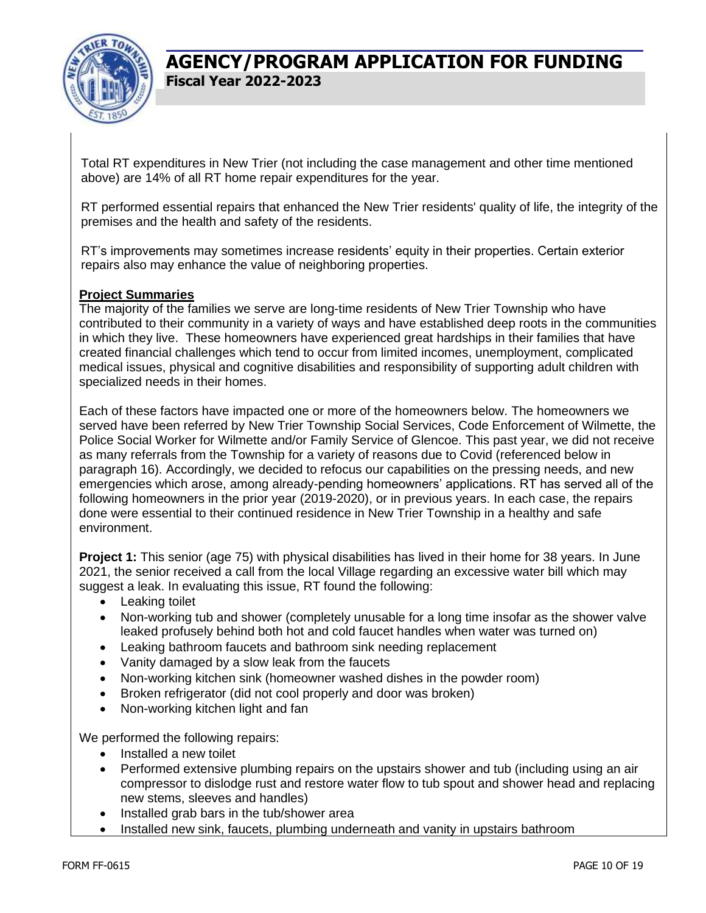Total RT expenditures in New Trier (not including the case management and other time mentioned above) are 14% of all RT home repair expenditures for the year.

RT performed essential repairs that enhanced the New Trier residents' quality of life, the integrity of the premises and the health and safety of the residents.

RT's improvements may sometimes increase residents' equity in their properties. Certain exterior repairs also may enhance the value of neighboring properties.

**Project Summaries**

The majority of the families we serve are long-time residents of New Trier Township who have contributed to their community in a variety of ways and have established deep roots in the communities in which they live. These homeowners have experienced great hardships in their families that have created financial challenges which tend to occur from limited incomes, unemployment, complicated medical issues, physical and cognitive disabilities and responsibility of supporting adult children with specialized needs in their homes.

Each of these factors have impacted one or more of the homeowners below. The homeowners we served have been referred by New Trier Township Social Services, Code Enforcement of Wilmette, the Police Social Worker for Wilmette and/or Family Service of Glencoe. This past year, we did not receive as many referrals from the Township for a variety of reasons due to Covid (referenced below in paragraph 16). Accordingly, we decided to refocus our capabilities on the pressing needs, and new emergencies which arose, among already-pending homeowners' applications. RT has served all of the following homeowners in the prior year (2019-2020), or in previous years. In each case, the repairs done were essential to their continued residence in New Trier Township in a healthy and safe environment.

**Project 1:** This senior (age 75) with physical disabilities has lived in their home for 38 years. In June 2021, the senior received a call from the local Village regarding an excessive water bill which may suggest a leak. In evaluating this issue, RT found the following:

- Leaking toilet
- Non-working tub and shower (completely unusable for a long time insofar as the shower valve leaked profusely behind both hot and cold faucet handles when water was turned on)
- Leaking bathroom faucets and bathroom sink needing replacement
- Vanity damaged by a slow leak from the faucets
- Non-working kitchen sink (homeowner washed dishes in the powder room)
- Broken refrigerator (did not cool properly and door was broken)
- Non-working kitchen light and fan

We performed the following repairs:

- Installed a new toilet
- Performed extensive plumbing repairs on the upstairs shower and tub (including using an air compressor to dislodge rust and restore water flow to tub spout and shower head and replacing new stems, sleeves and handles)
- Installed grab bars in the tub/shower area
- Installed new sink, faucets, plumbing underneath and vanity in upstairs bathroom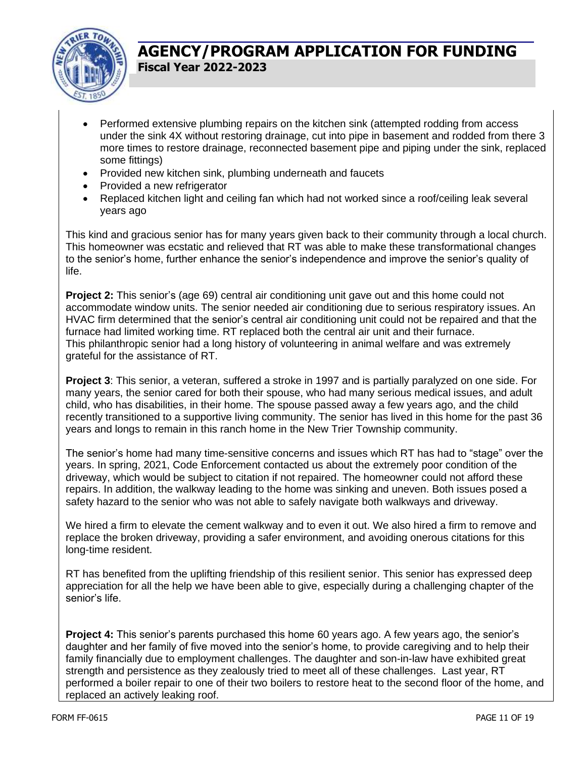- Performed extensive plumbing repairs on the kitchen sink (attempted rodding from access under the sink 4X without restoring drainage, cut into pipe in basement and rodded from there 3 more times to restore drainage, reconnected basement pipe and piping under the sink, replaced some fittings)
- Provided new kitchen sink, plumbing underneath and faucets
- Provided a new refrigerator
- Replaced kitchen light and ceiling fan which had not worked since a roof/ceiling leak several years ago

This kind and gracious senior has for many years given back to their community through a local church. This homeowner was ecstatic and relieved that RT was able to make these transformational changes to the senior's home, further enhance the senior's independence and improve the senior's quality of life.

**Project 2:** This senior's (age 69) central air conditioning unit gave out and this home could not accommodate window units. The senior needed air conditioning due to serious respiratory issues. An HVAC firm determined that the senior's central air conditioning unit could not be repaired and that the furnace had limited working time. RT replaced both the central air unit and their furnace. This philanthropic senior had a long history of volunteering in animal welfare and was extremely grateful for the assistance of RT.

**Project 3**: This senior, a veteran, suffered a stroke in 1997 and is partially paralyzed on one side. For many years, the senior cared for both their spouse, who had many serious medical issues, and adult child, who has disabilities, in their home. The spouse passed away a few years ago, and the child recently transitioned to a supportive living community. The senior has lived in this home for the past 36 years and longs to remain in this ranch home in the New Trier Township community.

The senior's home had many time-sensitive concerns and issues which RT has had to "stage" over the years. In spring, 2021, Code Enforcement contacted us about the extremely poor condition of the driveway, which would be subject to citation if not repaired. The homeowner could not afford these repairs. In addition, the walkway leading to the home was sinking and uneven. Both issues posed a safety hazard to the senior who was not able to safely navigate both walkways and driveway.

We hired a firm to elevate the cement walkway and to even it out. We also hired a firm to remove and replace the broken driveway, providing a safer environment, and avoiding onerous citations for this long-time resident.

RT has benefited from the uplifting friendship of this resilient senior. This senior has expressed deep appreciation for all the help we have been able to give, especially during a challenging chapter of the senior's life.

**Project 4:** This senior's parents purchased this home 60 years ago. A few years ago, the senior's daughter and her family of five moved into the senior's home, to provide caregiving and to help their family financially due to employment challenges. The daughter and son-in-law have exhibited great strength and persistence as they zealously tried to meet all of these challenges. Last year, RT performed a boiler repair to one of their two boilers to restore heat to the second floor of the home, and replaced an actively leaking roof.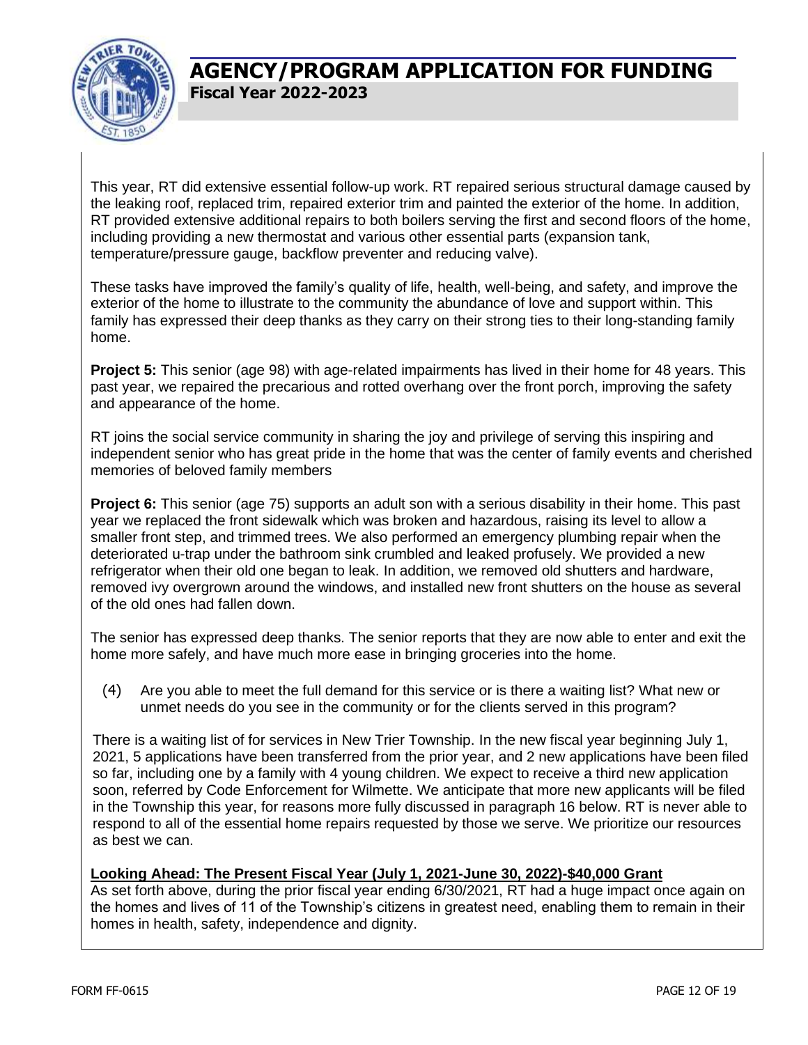This year, RT did extensive essential follow-up work. RT repaired serious structural damage caused by the leaking roof, replaced trim, repaired exterior trim and painted the exterior of the home. In addition, RT provided extensive additional repairs to both boilers serving the first and second floors of the home, including providing a new thermostat and various other essential parts (expansion tank, temperature/pressure gauge, backflow preventer and reducing valve).

These tasks have improved the family's quality of life, health, well-being, and safety, and improve the exterior of the home to illustrate to the community the abundance of love and support within. This family has expressed their deep thanks as they carry on their strong ties to their long-standing family home.

**Project 5:** This senior (age 98) with age-related impairments has lived in their home for 48 years. This past year, we repaired the precarious and rotted overhang over the front porch, improving the safety and appearance of the home.

RT joins the social service community in sharing the joy and privilege of serving this inspiring and independent senior who has great pride in the home that was the center of family events and cherished memories of beloved family members

**Project 6:** This senior (age 75) supports an adult son with a serious disability in their home. This past year we replaced the front sidewalk which was broken and hazardous, raising its level to allow a smaller front step, and trimmed trees. We also performed an emergency plumbing repair when the deteriorated u-trap under the bathroom sink crumbled and leaked profusely. We provided a new refrigerator when their old one began to leak. In addition, we removed old shutters and hardware, removed ivy overgrown around the windows, and installed new front shutters on the house as several of the old ones had fallen down.

The senior has expressed deep thanks. The senior reports that they are now able to enter and exit the home more safely, and have much more ease in bringing groceries into the home.

(4) Are you able to meet the full demand for this service or is there a waiting list? What new or unmet needs do you see in the community or for the clients served in this program?

There is a waiting list of for services in New Trier Township. In the new fiscal year beginning July 1, 2021, 5 applications have been transferred from the prior year, and 2 new applications have been filed so far, including one by a family with 4 young children. We expect to receive a third new application soon, referred by Code Enforcement for Wilmette. We anticipate that more new applicants will be filed in the Township this year, for reasons more fully discussed in paragraph 16 below. RT is never able to respond to all of the essential home repairs requested by those we serve. We prioritize our resources as best we can.

**Looking Ahead: The Present Fiscal Year (July 1, 2021-June 30, 2022)-$40,000 Grant**

As set forth above, during the prior fiscal year ending 6/30/2021, RT had a huge impact once again on the homes and lives of 11 of the Township's citizens in greatest need, enabling them to remain in their homes in health, safety, independence and dignity.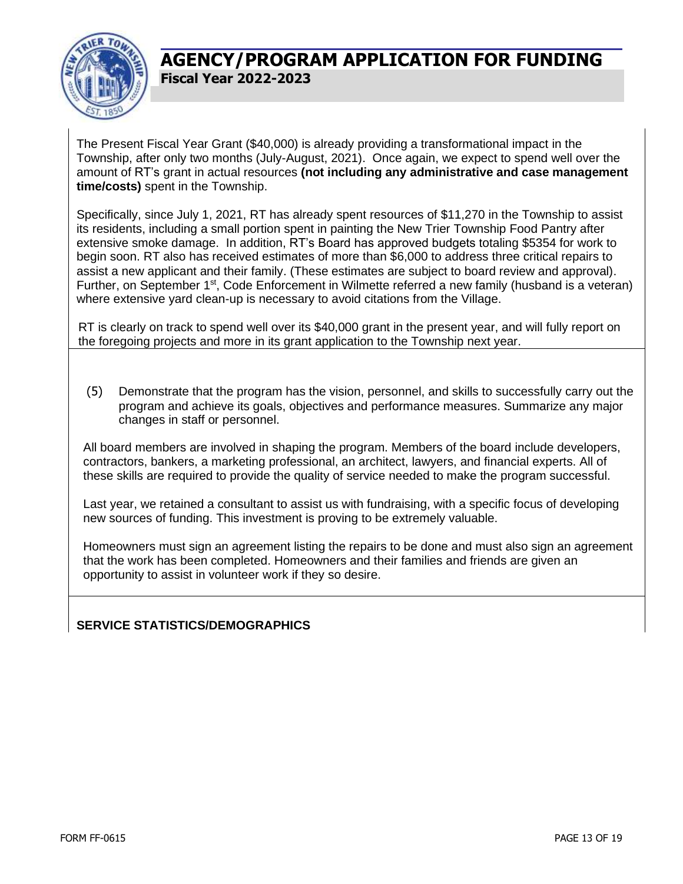The Present Fiscal Year Grant ($40,000) is already providing a transformational impact in the Township, after only two months (July-August, 2021). Once again, we expect to spend well over the amount of RT's grant in actual resources **(not including any administrative and case management time/costs)** spent in the Township.

Specifically, since July 1, 2021, RT has already spent resources of $11,270 in the Township to assist its residents, including a small portion spent in painting the New Trier Township Food Pantry after extensive smoke damage. In addition, RT's Board has approved budgets totaling $5354 for work to begin soon. RT also has received estimates of more than $6,000 to address three critical repairs to assist a new applicant and their family. (These estimates are subject to board review and approval). Further, on September 1st, Code Enforcement in Wilmette referred a new family (husband is a veteran) where extensive yard clean-up is necessary to avoid citations from the Village.

RT is clearly on track to spend well over its $40,000 grant in the present year, and will fully report on the foregoing projects and more in its grant application to the Township next year.

(5) Demonstrate that the program has the vision, personnel, and skills to successfully carry out the program and achieve its goals, objectives and performance measures. Summarize any major changes in staff or personnel.

All board members are involved in shaping the program. Members of the board include developers, contractors, bankers, a marketing professional, an architect, lawyers, and financial experts. All of these skills are required to provide the quality of service needed to make the program successful.

Last year, we retained a consultant to assist us with fundraising, with a specific focus of developing new sources of funding. This investment is proving to be extremely valuable.

Homeowners must sign an agreement listing the repairs to be done and must also sign an agreement that the work has been completed. Homeowners and their families and friends are given an opportunity to assist in volunteer work if they so desire.

**SERVICE STATISTICS/DEMOGRAPHICS**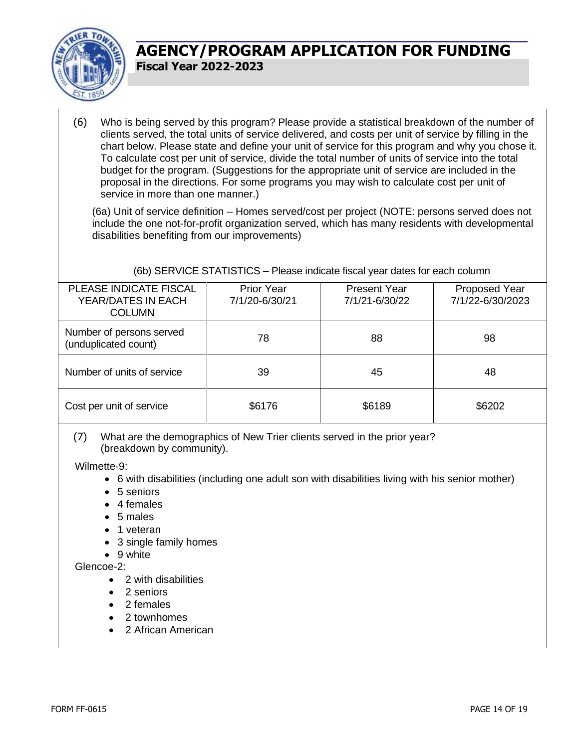# AGENCY/PROGRAM APPLICATION FOR FUNDING

**Fiscal Year 2022-2023**

(6) Who is being served by this program? Please provide a statistical breakdown of the number of clients served, the total units of service delivered, and costs per unit of service by filling in the chart below. Please state and define your unit of service for this program and why you chose it. To calculate cost per unit of service, divide the total number of units of service into the total budget for the program. (Suggestions for the appropriate unit of service are included in the proposal in the directions. For some programs you may wish to calculate cost per unit of service in more than one manner.)

(6a) Unit of service definition – Homes served/cost per project (NOTE: persons served does not include the one not-for-profit organization served, which has many residents with developmental disabilities benefiting from our improvements)

(6b) SERVICE STATISTICS – Please indicate fiscal year dates for each column

| PLEASE INDICATE FISCAL YEAR/DATES IN EACH COLUMN | Prior Year 7/1/20-6/30/21 | Present Year 7/1/21-6/30/22 | Proposed Year 7/1/22-6/30/2023 |
|---|---|---|---|
| Number of persons served (unduplicated count) | 78 | 88 | 98 |
| Number of units of service | 39 | 45 | 48 |
| Cost per unit of service | $6176 | $6189 | $6202 |

(7) What are the demographics of New Trier clients served in the prior year? (breakdown by community).

Wilmette-9:

- 6 with disabilities (including one adult son with disabilities living with his senior mother)
- 5 seniors
- 4 females
- 5 males
- 1 veteran
- 3 single family homes
- 9 white

Glencoe-2:

- 2 with disabilities
- 2 seniors
- 2 females
- 2 townhomes
- 2 African American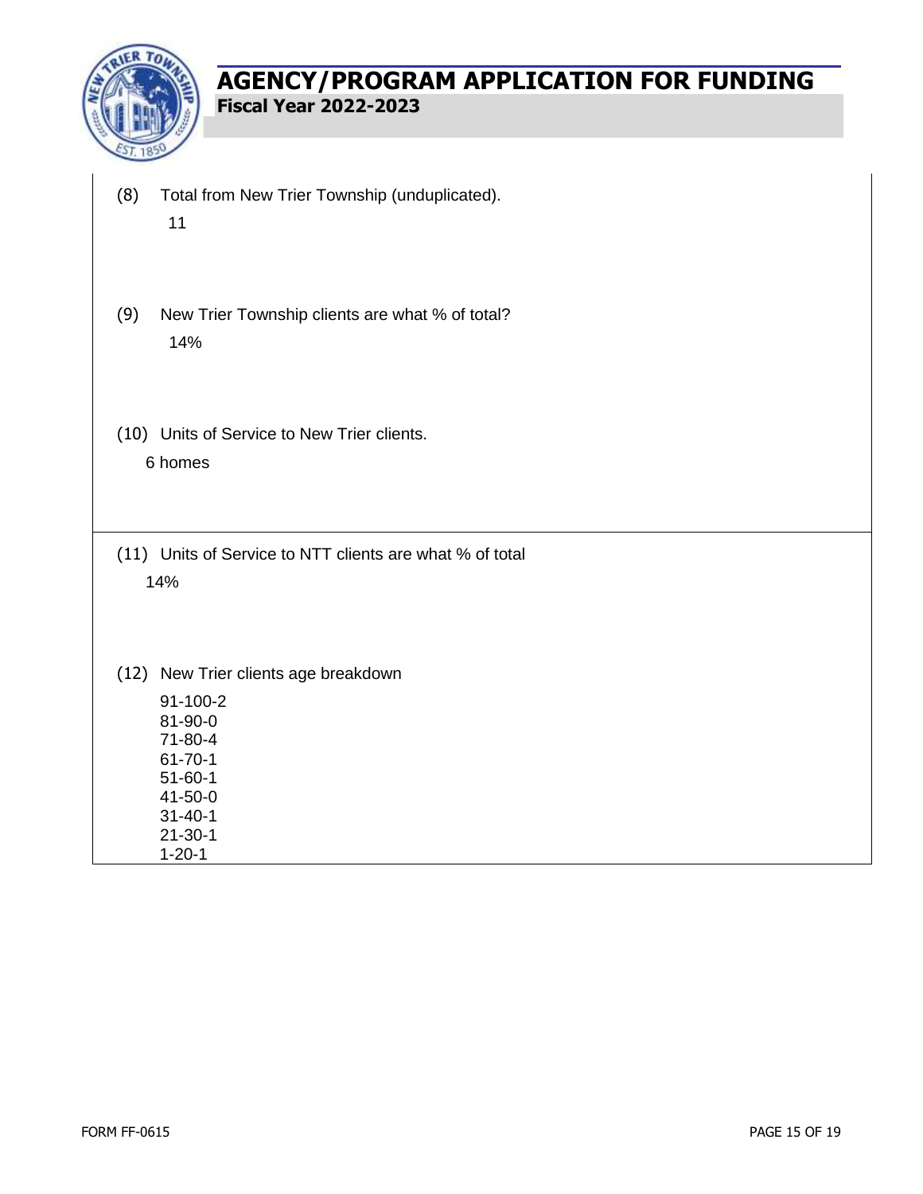# AGENCY/PROGRAM APPLICATION FOR FUNDING

**Fiscal Year 2022-2023**

(8) Total from New Trier Township (unduplicated).

11

(9) New Trier Township clients are what % of total?

14%

(10) Units of Service to New Trier clients.

6 homes

(11) Units of Service to NTT clients are what % of total

14%

(12) New Trier clients age breakdown

91-100-2
81-90-0
71-80-4
61-70-1
51-60-1
41-50-0
31-40-1
21-30-1
1-20-1

FORM FF-0615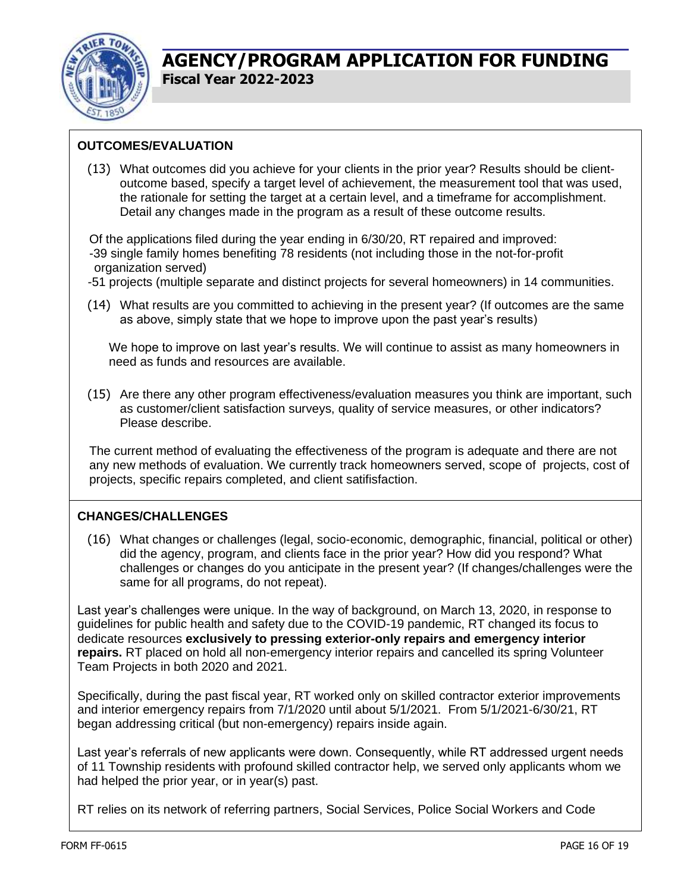# AGENCY/PROGRAM APPLICATION FOR FUNDING

**Fiscal Year 2022-2023**

### OUTCOMES/EVALUATION

(13) What outcomes did you achieve for your clients in the prior year? Results should be client-outcome based, specify a target level of achievement, the measurement tool that was used, the rationale for setting the target at a certain level, and a timeframe for accomplishment. Detail any changes made in the program as a result of these outcome results.

Of the applications filed during the year ending in 6/30/20, RT repaired and improved:
-39 single family homes benefiting 78 residents (not including those in the not-for-profit organization served)
-51 projects (multiple separate and distinct projects for several homeowners) in 14 communities.

(14) What results are you committed to achieving in the present year? (If outcomes are the same as above, simply state that we hope to improve upon the past year's results)

We hope to improve on last year's results. We will continue to assist as many homeowners in need as funds and resources are available.

(15) Are there any other program effectiveness/evaluation measures you think are important, such as customer/client satisfaction surveys, quality of service measures, or other indicators? Please describe.

The current method of evaluating the effectiveness of the program is adequate and there are not any new methods of evaluation. We currently track homeowners served, scope of projects, cost of projects, specific repairs completed, and client satifisfaction.

### CHANGES/CHALLENGES

(16) What changes or challenges (legal, socio-economic, demographic, financial, political or other) did the agency, program, and clients face in the prior year? How did you respond? What challenges or changes do you anticipate in the present year? (If changes/challenges were the same for all programs, do not repeat).

Last year's challenges were unique. In the way of background, on March 13, 2020, in response to guidelines for public health and safety due to the COVID-19 pandemic, RT changed its focus to dedicate resources **exclusively to pressing exterior-only repairs and emergency interior repairs.** RT placed on hold all non-emergency interior repairs and cancelled its spring Volunteer Team Projects in both 2020 and 2021.

Specifically, during the past fiscal year, RT worked only on skilled contractor exterior improvements and interior emergency repairs from 7/1/2020 until about 5/1/2021. From 5/1/2021-6/30/21, RT began addressing critical (but non-emergency) repairs inside again.

Last year's referrals of new applicants were down. Consequently, while RT addressed urgent needs of 11 Township residents with profound skilled contractor help, we served only applicants whom we had helped the prior year, or in year(s) past.

RT relies on its network of referring partners, Social Services, Police Social Workers and Code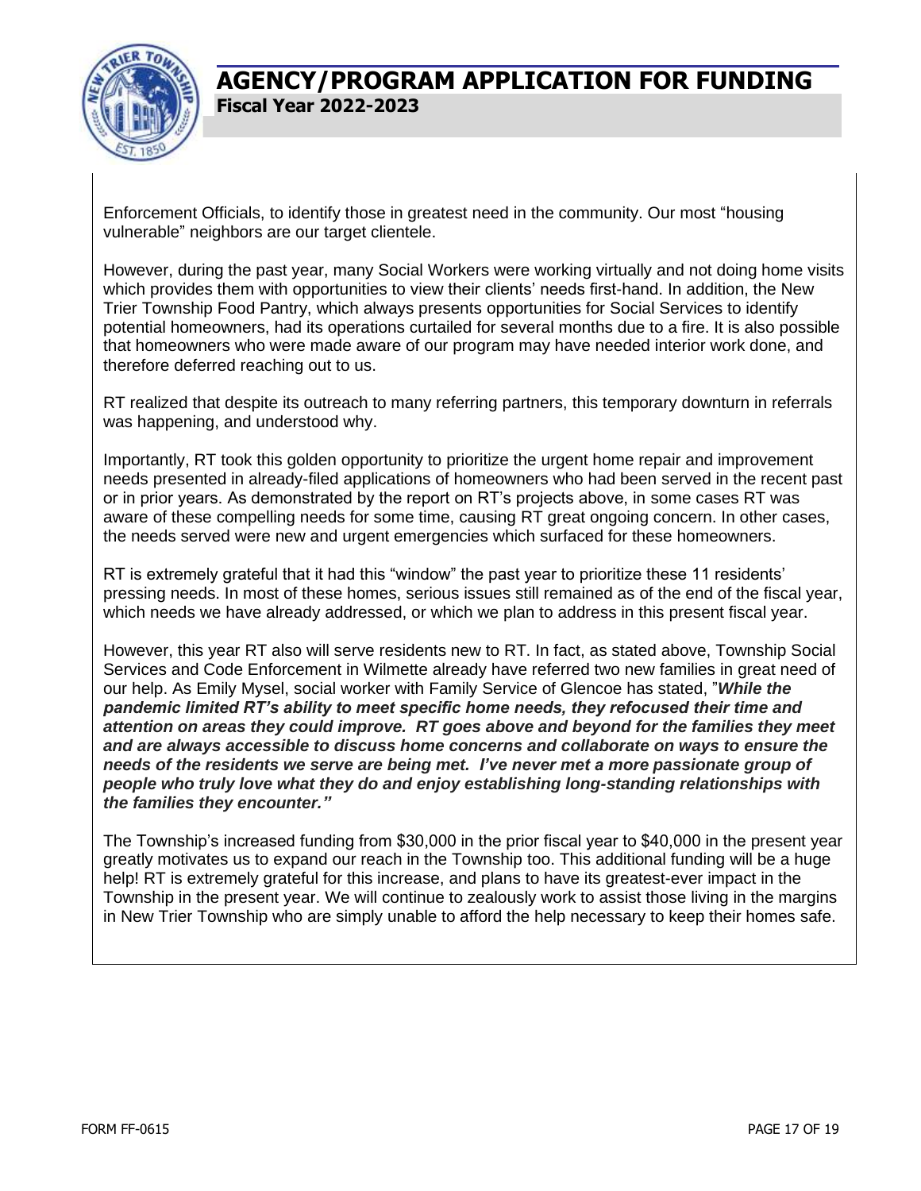Enforcement Officials, to identify those in greatest need in the community. Our most "housing vulnerable" neighbors are our target clientele.

However, during the past year, many Social Workers were working virtually and not doing home visits which provides them with opportunities to view their clients' needs first-hand. In addition, the New Trier Township Food Pantry, which always presents opportunities for Social Services to identify potential homeowners, had its operations curtailed for several months due to a fire. It is also possible that homeowners who were made aware of our program may have needed interior work done, and therefore deferred reaching out to us.

RT realized that despite its outreach to many referring partners, this temporary downturn in referrals was happening, and understood why.

Importantly, RT took this golden opportunity to prioritize the urgent home repair and improvement needs presented in already-filed applications of homeowners who had been served in the recent past or in prior years. As demonstrated by the report on RT's projects above, in some cases RT was aware of these compelling needs for some time, causing RT great ongoing concern. In other cases, the needs served were new and urgent emergencies which surfaced for these homeowners.

RT is extremely grateful that it had this "window" the past year to prioritize these 11 residents' pressing needs. In most of these homes, serious issues still remained as of the end of the fiscal year, which needs we have already addressed, or which we plan to address in this present fiscal year.

However, this year RT also will serve residents new to RT. In fact, as stated above, Township Social Services and Code Enforcement in Wilmette already have referred two new families in great need of our help. As Emily Mysel, social worker with Family Service of Glencoe has stated, "***While the pandemic limited RT's ability to meet specific home needs, they refocused their time and attention on areas they could improve. RT goes above and beyond for the families they meet and are always accessible to discuss home concerns and collaborate on ways to ensure the needs of the residents we serve are being met. I've never met a more passionate group of people who truly love what they do and enjoy establishing long-standing relationships with the families they encounter."***

The Township's increased funding from $30,000 in the prior fiscal year to $40,000 in the present year greatly motivates us to expand our reach in the Township too. This additional funding will be a huge help! RT is extremely grateful for this increase, and plans to have its greatest-ever impact in the Township in the present year. We will continue to zealously work to assist those living in the margins in New Trier Township who are simply unable to afford the help necessary to keep their homes safe.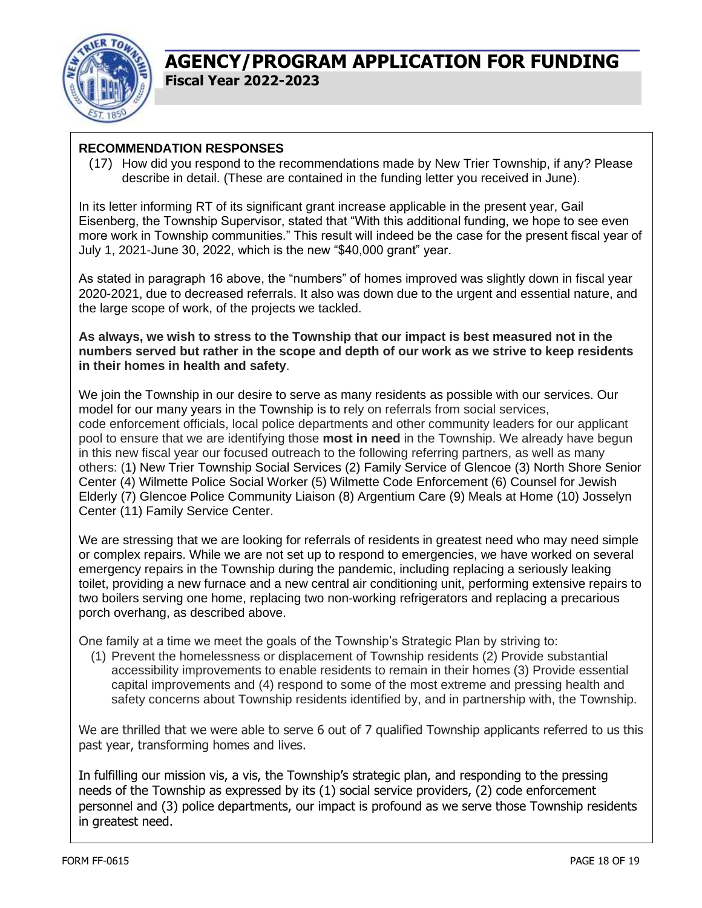# AGENCY/PROGRAM APPLICATION FOR FUNDING

**Fiscal Year 2022-2023**

**RECOMMENDATION RESPONSES**

(17) How did you respond to the recommendations made by New Trier Township, if any? Please describe in detail. (These are contained in the funding letter you received in June).

In its letter informing RT of its significant grant increase applicable in the present year, Gail Eisenberg, the Township Supervisor, stated that "With this additional funding, we hope to see even more work in Township communities." This result will indeed be the case for the present fiscal year of July 1, 2021-June 30, 2022, which is the new "$40,000 grant" year.

As stated in paragraph 16 above, the "numbers" of homes improved was slightly down in fiscal year 2020-2021, due to decreased referrals. It also was down due to the urgent and essential nature, and the large scope of work, of the projects we tackled.

**As always, we wish to stress to the Township that our impact is best measured not in the numbers served but rather in the scope and depth of our work as we strive to keep residents in their homes in health and safety**.

We join the Township in our desire to serve as many residents as possible with our services. Our model for our many years in the Township is to rely on referrals from social services, code enforcement officials, local police departments and other community leaders for our applicant pool to ensure that we are identifying those **most in need** in the Township. We already have begun in this new fiscal year our focused outreach to the following referring partners, as well as many others: (1) New Trier Township Social Services (2) Family Service of Glencoe (3) North Shore Senior Center (4) Wilmette Police Social Worker (5) Wilmette Code Enforcement (6) Counsel for Jewish Elderly (7) Glencoe Police Community Liaison (8) Argentium Care (9) Meals at Home (10) Josselyn Center (11) Family Service Center.

We are stressing that we are looking for referrals of residents in greatest need who may need simple or complex repairs. While we are not set up to respond to emergencies, we have worked on several emergency repairs in the Township during the pandemic, including replacing a seriously leaking toilet, providing a new furnace and a new central air conditioning unit, performing extensive repairs to two boilers serving one home, replacing two non-working refrigerators and replacing a precarious porch overhang, as described above.

One family at a time we meet the goals of the Township's Strategic Plan by striving to:

(1) Prevent the homelessness or displacement of Township residents (2) Provide substantial accessibility improvements to enable residents to remain in their homes (3) Provide essential capital improvements and (4) respond to some of the most extreme and pressing health and safety concerns about Township residents identified by, and in partnership with, the Township.

We are thrilled that we were able to serve 6 out of 7 qualified Township applicants referred to us this past year, transforming homes and lives.

In fulfilling our mission vis, a vis, the Township's strategic plan, and responding to the pressing needs of the Township as expressed by its (1) social service providers, (2) code enforcement personnel and (3) police departments, our impact is profound as we serve those Township residents in greatest need.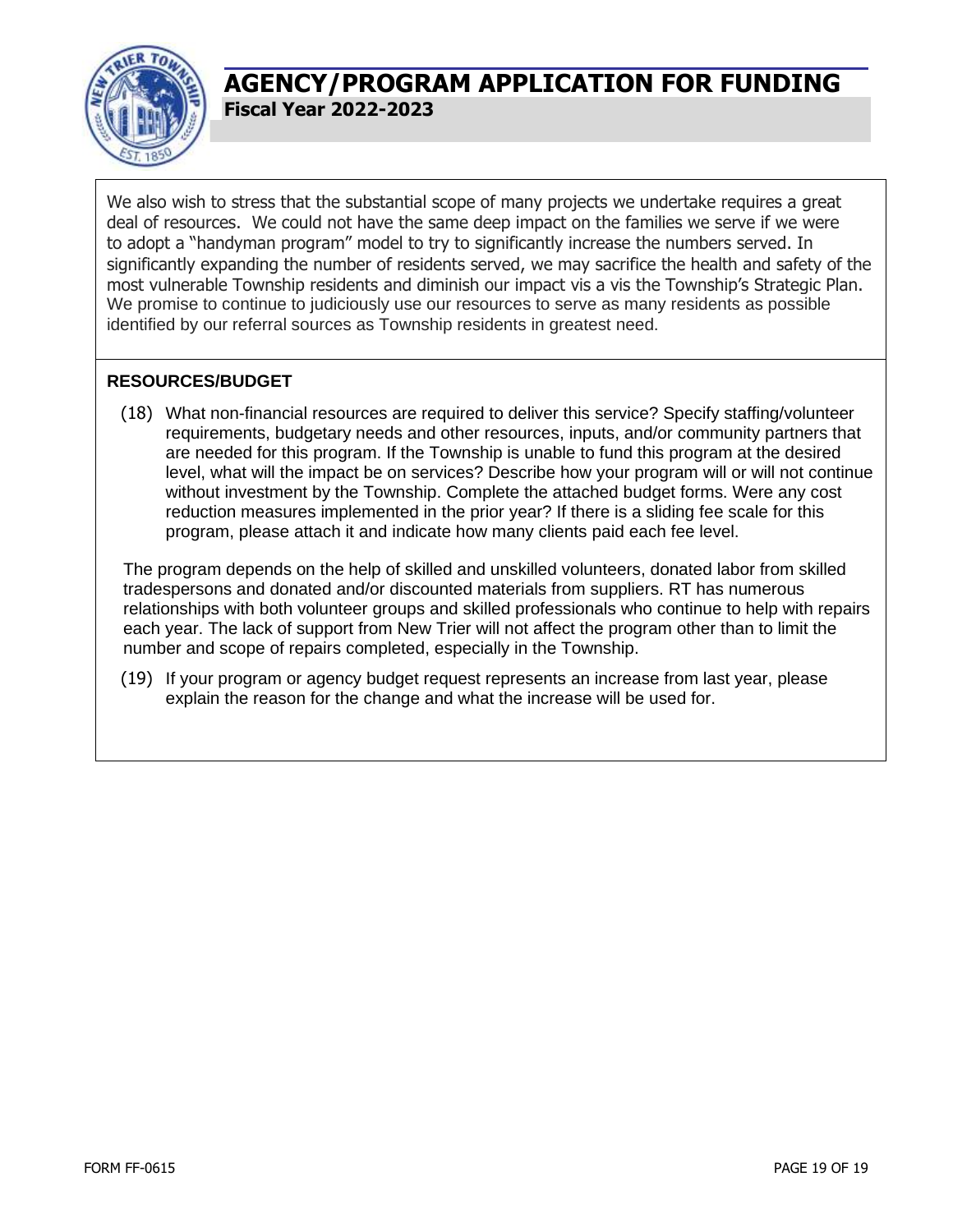# AGENCY/PROGRAM APPLICATION FOR FUNDING

**Fiscal Year 2022-2023**

We also wish to stress that the substantial scope of many projects we undertake requires a great deal of resources. We could not have the same deep impact on the families we serve if we were to adopt a "handyman program" model to try to significantly increase the numbers served. In significantly expanding the number of residents served, we may sacrifice the health and safety of the most vulnerable Township residents and diminish our impact vis a vis the Township's Strategic Plan. We promise to continue to judiciously use our resources to serve as many residents as possible identified by our referral sources as Township residents in greatest need.

**RESOURCES/BUDGET**

(18) What non-financial resources are required to deliver this service? Specify staffing/volunteer requirements, budgetary needs and other resources, inputs, and/or community partners that are needed for this program. If the Township is unable to fund this program at the desired level, what will the impact be on services? Describe how your program will or will not continue without investment by the Township. Complete the attached budget forms. Were any cost reduction measures implemented in the prior year? If there is a sliding fee scale for this program, please attach it and indicate how many clients paid each fee level.

The program depends on the help of skilled and unskilled volunteers, donated labor from skilled tradespersons and donated and/or discounted materials from suppliers. RT has numerous relationships with both volunteer groups and skilled professionals who continue to help with repairs each year. The lack of support from New Trier will not affect the program other than to limit the number and scope of repairs completed, especially in the Township.

(19) If your program or agency budget request represents an increase from last year, please explain the reason for the change and what the increase will be used for.